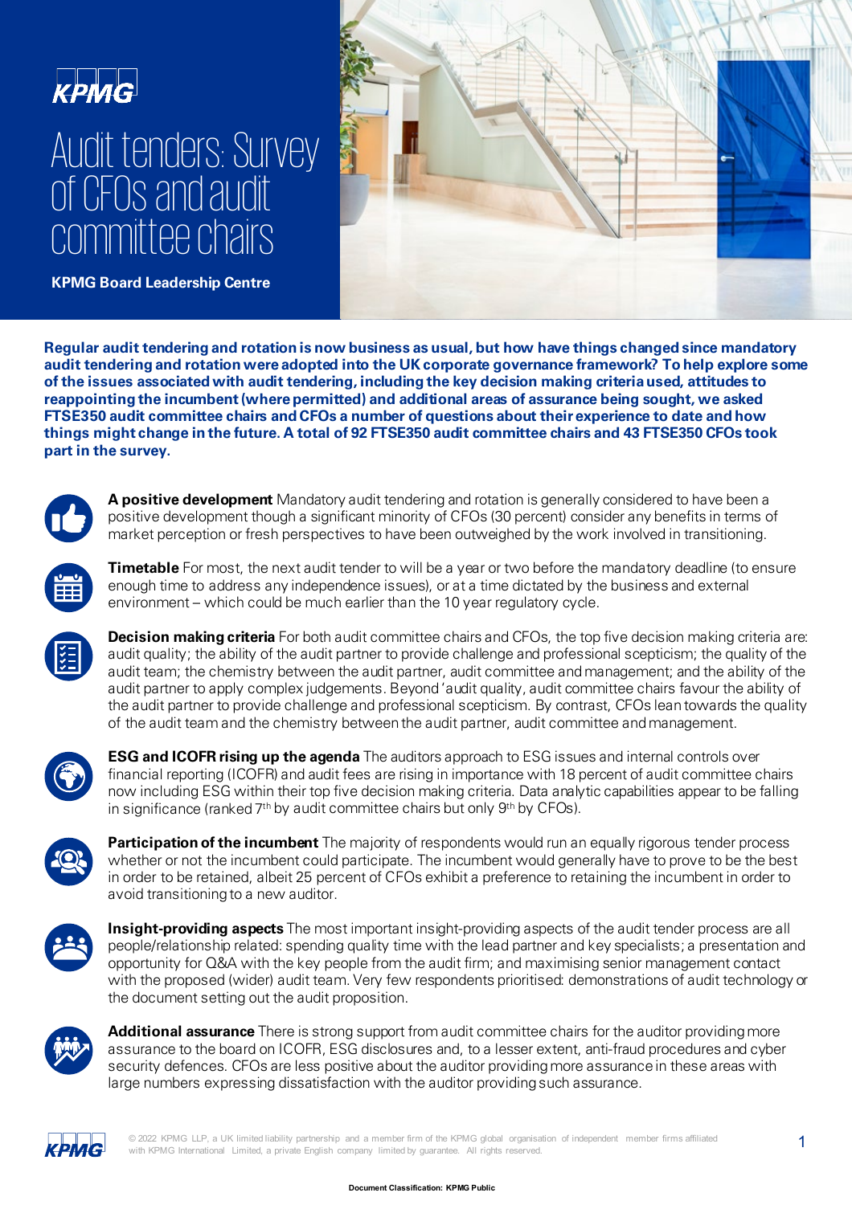# Audit tenders: Survey of CFOs and audit committee chairs

**KPMG Board Leadership Centre**

**Regular audit tendering and rotation is now business as usual, but how have things changed since mandatory audit tendering and rotation were adopted into the UK corporate governance framework? To help explore some of the issues associated with audit tendering, including the key decision making criteria used, attitudes to reappointing the incumbent (where permitted) and additional areas of assurance being sought, we asked FTSE350 audit committee chairs and CFOs a number of questions about their experience to date and how things might change in the future. A total of 92 FTSE350 audit committee chairs and 43 FTSE350 CFOs took part in the survey.**

**A positive development** Mandatory audit tendering and rotation is generally considered to have been a positive development though a significant minority of CFOs (30 percent) consider any benefits in terms of market perception or fresh perspectives to have been outweighed by the work involved in transitioning.

**Timetable** For most, the next audit tender to will be a year or two before the mandatory deadline (to ensure enough time to address any independence issues), or at a time dictated by the business and external environment – which could be much earlier than the 10 year regulatory cycle.

**Decision making criteria** For both audit committee chairs and CFOs, the top five decision making criteria are: audit quality; the ability of the audit partner to provide challenge and professional scepticism; the quality of the audit team; the chemistry between the audit partner, audit committee and management; and the ability of the audit partner to apply complex judgements. Beyond 'audit quality, audit committee chairs favour the ability of the audit partner to provide challenge and professional scepticism. By contrast, CFOs lean towards the quality of the audit team and the chemistry between the audit partner, audit committee and management.

**ESG and ICOFR rising up the agenda** The auditors approach to ESG issues and internal controls over financial reporting (ICOFR) and audit fees are rising in importance with 18 percent of audit committee chairs now including ESG within their top five decision making criteria. Data analytic capabilities appear to be falling in significance (ranked 7th by audit committee chairs but only 9th by CFOs).

**Participation of the incumbent** The majority of respondents would run an equally rigorous tender process whether or not the incumbent could participate. The incumbent would generally have to prove to be the best in order to be retained, albeit 25 percent of CFOs exhibit a preference to retaining the incumbent in order to avoid transitioning to a new auditor.

**Insight-providing aspects** The most important insight-providing aspects of the audit tender process are all people/relationship related: spending quality time with the lead partner and key specialists; a presentation and opportunity for Q&A with the key people from the audit firm; and maximising senior management contact with the proposed (wider) audit team. Very few respondents prioritised: demonstrations of audit technology or the document setting out the audit proposition.

**Additional assurance** There is strong support from audit committee chairs for the auditor providing more assurance to the board on ICOFR, ESG disclosures and, to a lesser extent, anti-fraud procedures and cyber security defences. CFOs are less positive about the auditor providing more assurance in these areas with large numbers expressing dissatisfaction with the auditor providing such assurance.

© 2022 KPMG LLP, a UK limited liability partnership and a member firm of the KPMG global organisation of independent member firms affiliated with KPMG International Limited, a private English company limited by guarantee. All rights reserved.

Document Classification: KPMG Public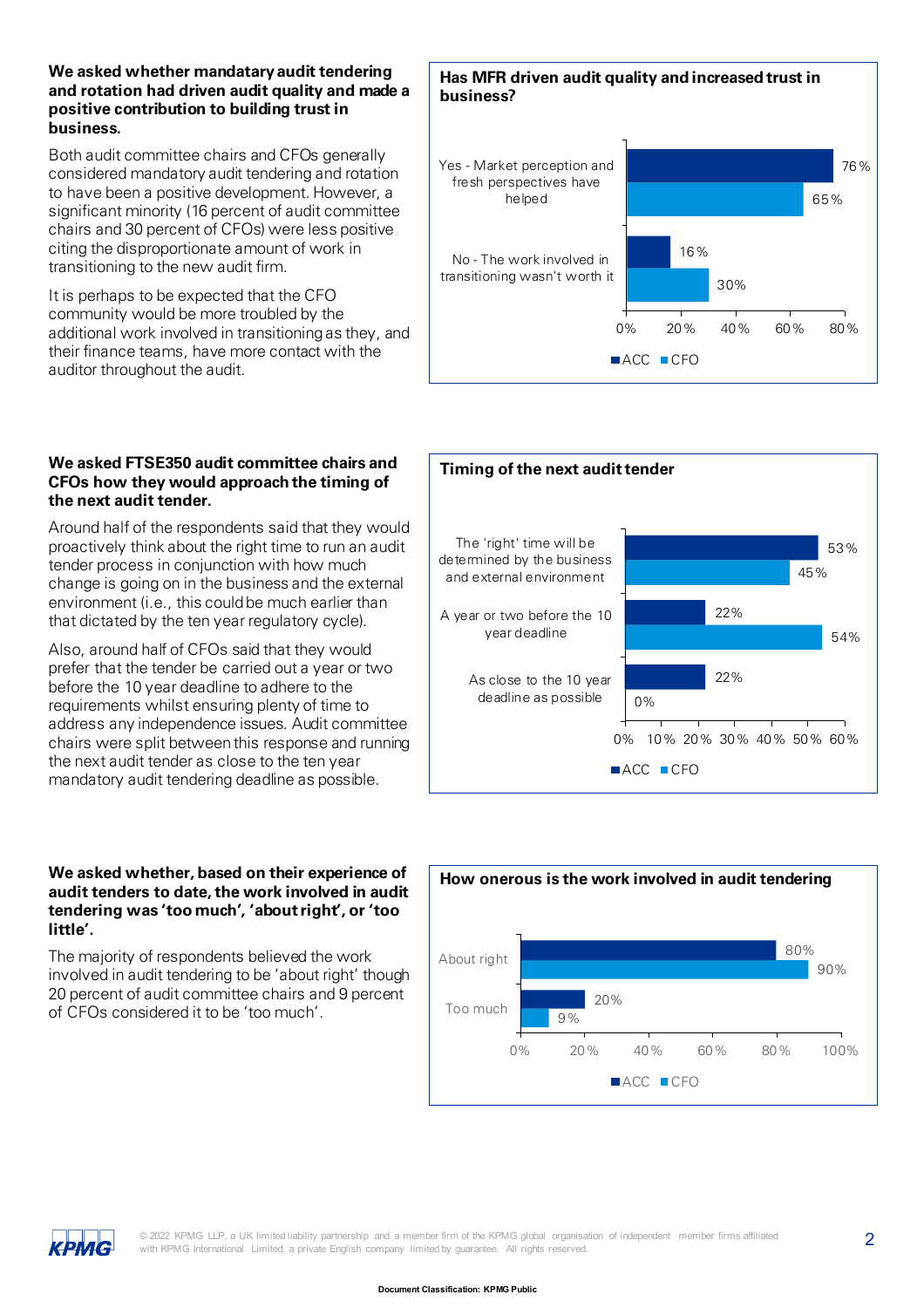**We asked whether mandatary audit tendering and rotation had driven audit quality and made a positive contribution to building trust in business.**

Both audit committee chairs and CFOs generally considered mandatory audit tendering and rotation to have been a positive development. However, a significant minority (16 percent of audit committee chairs and 30 percent of CFOs) were less positive citing the disproportionate amount of work in transitioning to the new audit firm.

It is perhaps to be expected that the CFO community would be more troubled by the additional work involved in transitioning as they, and their finance teams, have more contact with the auditor throughout the audit.

**Has MFR driven audit quality and increased trust in business?**

Yes - Market perception and fresh perspectives have helped
76%
65%

No - The work involved in transitioning wasn't worth it
16%
30%

0% 20% 40% 60% 80%

ACC CFO

**We asked FTSE350 audit committee chairs and CFOs how they would approach the timing of the next audit tender.**

Around half of the respondents said that they would proactively think about the right time to run an audit tender process in conjunction with how much change is going on in the business and the external environment (i.e., this could be much earlier than that dictated by the ten year regulatory cycle).

Also, around half of CFOs said that they would prefer that the tender be carried out a year or two before the 10 year deadline to adhere to the requirements whilst ensuring plenty of time to address any independence issues. Audit committee chairs were split between this response and running the next audit tender as close to the ten year mandatory audit tendering deadline as possible.

**Timing of the next audit tender**

The 'right' time will be determined by the business and external environment
53%
45%

A year or two before the 10 year deadline
22%
54%

As close to the 10 year deadline as possible
22%
0%

0% 10% 20% 30% 40% 50% 60%

ACC CFO

**We asked whether, based on their experience of audit tenders to date, the work involved in audit tendering was 'too much', 'about right', or 'too little'.**

The majority of respondents believed the work involved in audit tendering to be 'about right' though 20 percent of audit committee chairs and 9 percent of CFOs considered it to be 'too much'.

**How onerous is the work involved in audit tendering**

About right
80%
90%

Too much
20%
9%

0% 20% 40% 60% 80% 100%

ACC CFO

© 2022 KPMG LLP, a UK limited liability partnership and a member firm of the KPMG global organisation of independent member firms affiliated with KPMG International Limited, a private English company limited by guarantee. All rights reserved.

Document Classification: KPMG Public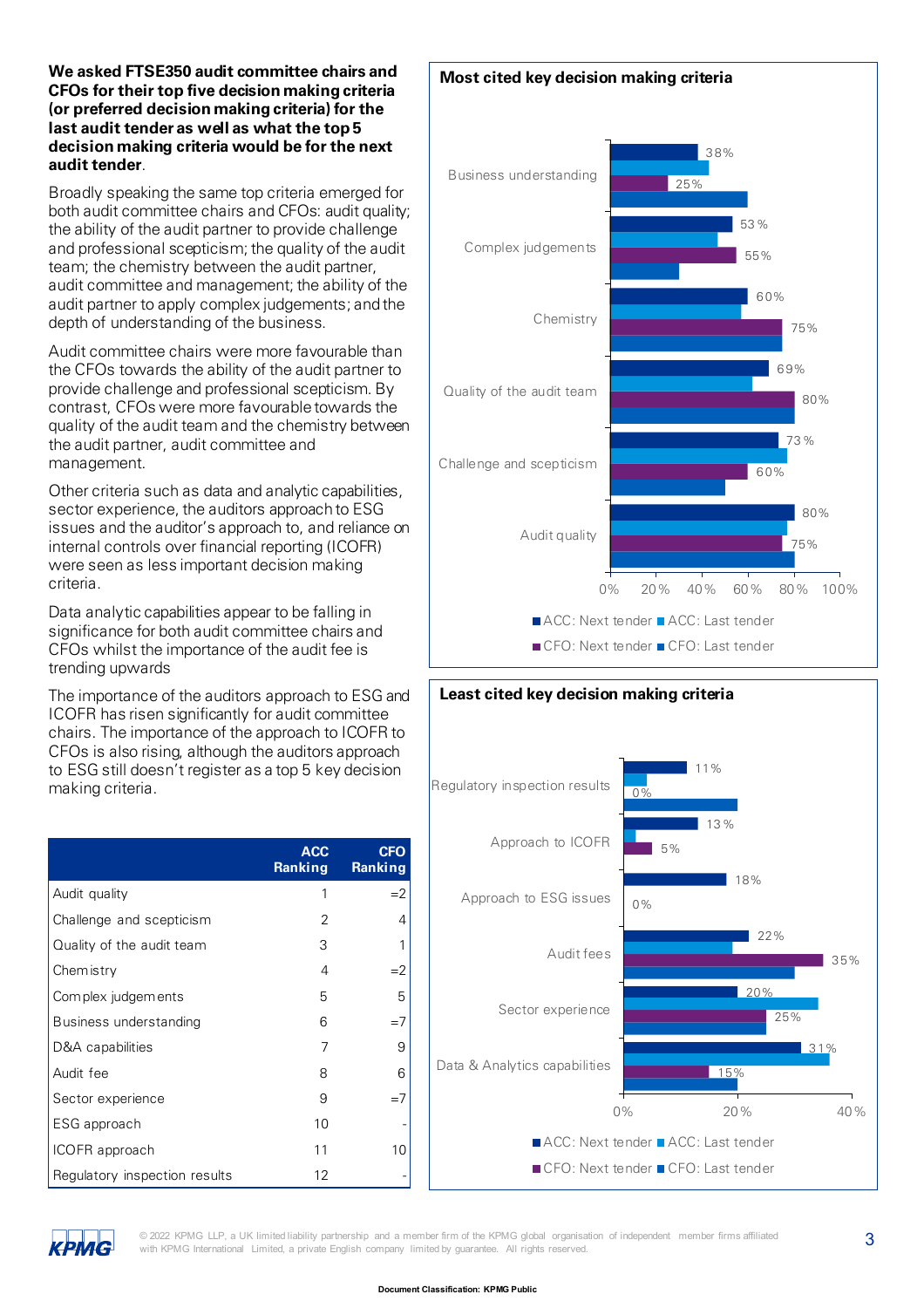**We asked FTSE350 audit committee chairs and CFOs for their top five decision making criteria (or preferred decision making criteria) for the last audit tender as well as what the top 5 decision making criteria would be for the next audit tender**.

Broadly speaking the same top criteria emerged for both audit committee chairs and CFOs: audit quality; the ability of the audit partner to provide challenge and professional scepticism; the quality of the audit team; the chemistry between the audit partner, audit committee and management; the ability of the audit partner to apply complex judgements; and the depth of understanding of the business.

Audit committee chairs were more favourable than the CFOs towards the ability of the audit partner to provide challenge and professional scepticism. By contrast, CFOs were more favourable towards the quality of the audit team and the chemistry between the audit partner, audit committee and management.

Other criteria such as data and analytic capabilities, sector experience, the auditors approach to ESG issues and the auditor's approach to, and reliance on internal controls over financial reporting (ICOFR) were seen as less important decision making criteria.

Data analytic capabilities appear to be falling in significance for both audit committee chairs and CFOs whilst the importance of the audit fee is trending upwards

The importance of the auditors approach to ESG and ICOFR has risen significantly for audit committee chairs. The importance of the approach to ICOFR to CFOs is also rising, although the auditors approach to ESG still doesn't register as a top 5 key decision making criteria.

| | ACC Ranking | CFO Ranking |
|---|---|---|
| Audit quality | 1 | =2 |
| Challenge and scepticism | 2 | 4 |
| Quality of the audit team | 3 | 1 |
| Chemistry | 4 | =2 |
| Complex judgements | 5 | 5 |
| Business understanding | 6 | =7 |
| D&A capabilities | 7 | 9 |
| Audit fee | 8 | 6 |
| Sector experience | 9 | =7 |
| ESG approach | 10 | - |
| ICOFR approach | 11 | 10 |
| Regulatory inspection results | 12 | - |

**Most cited key decision making criteria**

Business understanding 38% 25%
Complex judgements 53% 55%
Chemistry 60% 75%
Quality of the audit team 69% 80%
Challenge and scepticism 73% 60%
Audit quality 80% 75%

0% 20% 40% 60% 80% 100%

ACC: Next tender, ACC: Last tender, CFO: Next tender, CFO: Last tender

**Least cited key decision making criteria**

Regulatory inspection results 11% 0%
Approach to ICOFR 13% 5%
Approach to ESG issues 18% 0%
Audit fees 22% 35%
Sector experience 20% 25%
Data & Analytics capabilities 31% 15%

0% 20% 40%

ACC: Next tender, ACC: Last tender, CFO: Next tender, CFO: Last tender

© 2022 KPMG LLP, a UK limited liability partnership and a member firm of the KPMG global organisation of independent member firms affiliated with KPMG International Limited, a private English company limited by guarantee. All rights reserved.

Document Classification: KPMG Public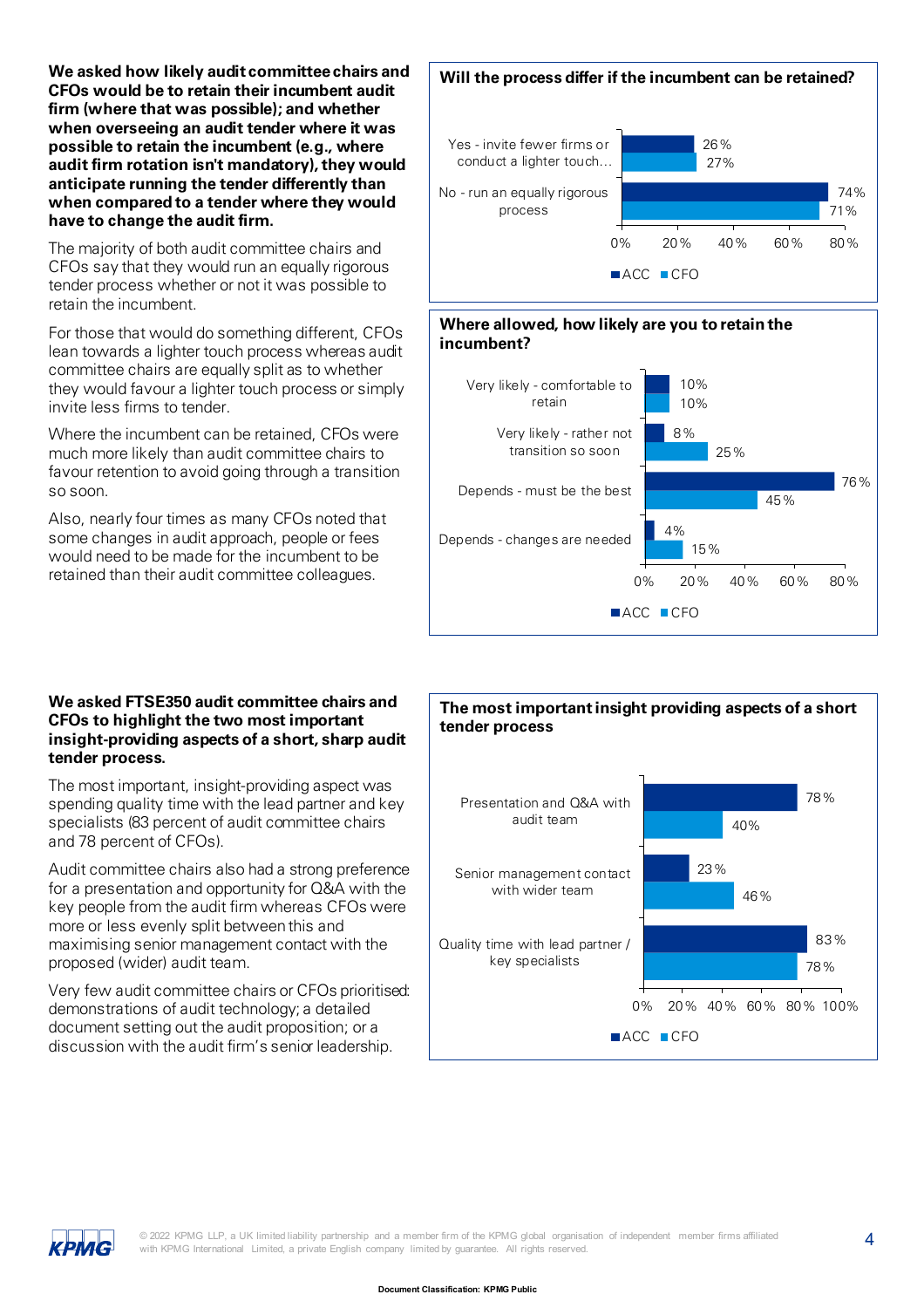**We asked how likely audit committee chairs and CFOs would be to retain their incumbent audit firm (where that was possible); and whether when overseeing an audit tender where it was possible to retain the incumbent (e.g., where audit firm rotation isn't mandatory), they would anticipate running the tender differently than when compared to a tender where they would have to change the audit firm.**

The majority of both audit committee chairs and CFOs say that they would run an equally rigorous tender process whether or not it was possible to retain the incumbent.

For those that would do something different, CFOs lean towards a lighter touch process whereas audit committee chairs are equally split as to whether they would favour a lighter touch process or simply invite less firms to tender.

Where the incumbent can be retained, CFOs were much more likely than audit committee chairs to favour retention to avoid going through a transition so soon.

Also, nearly four times as many CFOs noted that some changes in audit approach, people or fees would need to be made for the incumbent to be retained than their audit committee colleagues.

**Will the process differ if the incumbent can be retained?**

Yes - invite fewer firms or conduct a lighter touch...
26%
27%

No - run an equally rigorous process
74%
71%

0% 20% 40% 60% 80%

ACC CFO

**Where allowed, how likely are you to retain the incumbent?**

Very likely - comfortable to retain
10%
10%

Very likely - rather not transition so soon
8%
25%

Depends - must be the best
76%
45%

Depends - changes are needed
4%
15%

0% 20% 40% 60% 80%

ACC CFO

**We asked FTSE350 audit committee chairs and CFOs to highlight the two most important insight-providing aspects of a short, sharp audit tender process.**

The most important, insight-providing aspect was spending quality time with the lead partner and key specialists (83 percent of audit committee chairs and 78 percent of CFOs).

Audit committee chairs also had a strong preference for a presentation and opportunity for Q&A with the key people from the audit firm whereas CFOs were more or less evenly split between this and maximising senior management contact with the proposed (wider) audit team.

Very few audit committee chairs or CFOs prioritised: demonstrations of audit technology; a detailed document setting out the audit proposition; or a discussion with the audit firm's senior leadership.

**The most important insight providing aspects of a short tender process**

Presentation and Q&A with audit team
78%
40%

Senior management contact with wider team
23%
46%

Quality time with lead partner / key specialists
83%
78%

0% 20% 40% 60% 80% 100%

ACC CFO

© 2022 KPMG LLP, a UK limited liability partnership and a member firm of the KPMG global organisation of independent member firms affiliated with KPMG International Limited, a private English company limited by guarantee. All rights reserved.

Document Classification: KPMG Public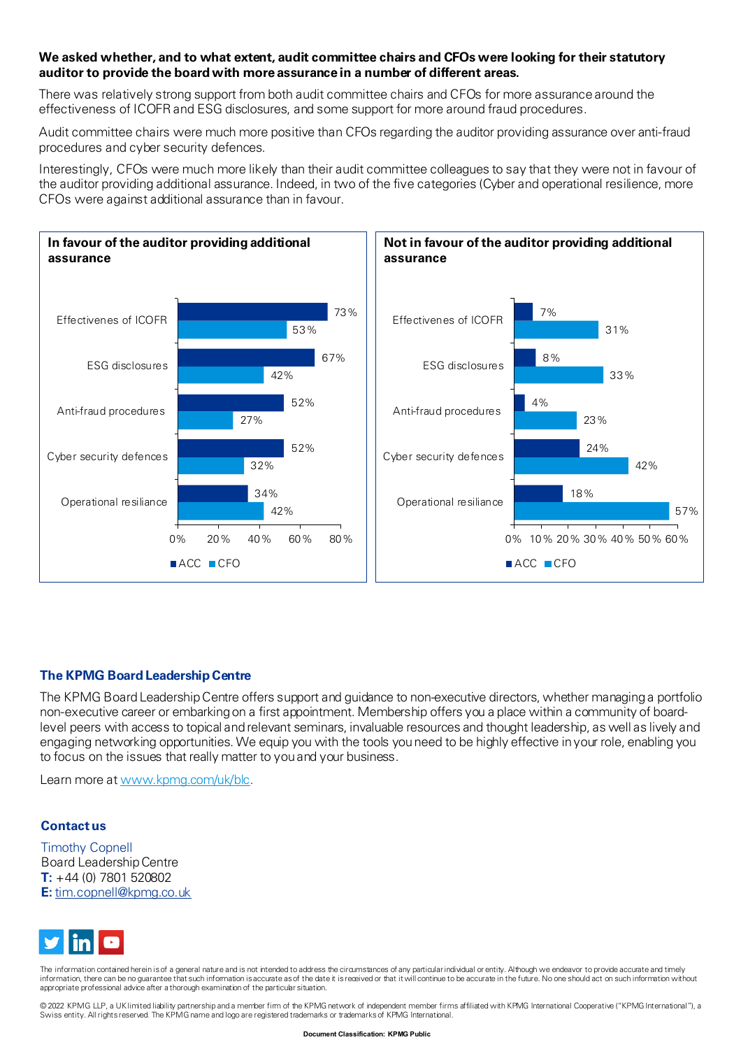**We asked whether, and to what extent, audit committee chairs and CFOs were looking for their statutory auditor to provide the board with more assurance in a number of different areas.**

There was relatively strong support from both audit committee chairs and CFOs for more assurance around the effectiveness of ICOFR and ESG disclosures, and some support for more around fraud procedures.

Audit committee chairs were much more positive than CFOs regarding the auditor providing assurance over anti-fraud procedures and cyber security defences.

Interestingly, CFOs were much more likely than their audit committee colleagues to say that they were not in favour of the auditor providing additional assurance. Indeed, in two of the five categories (Cyber and operational resilience, more CFOs were against additional assurance than in favour.

**In favour of the auditor providing additional assurance**

Effectivenes of ICOFR
73%
53%
ESG disclosures
67%
42%
Anti-fraud procedures
52%
27%
Cyber security defences
52%
32%
Operational resiliance
34%
42%

0% 20% 40% 60% 80%

ACC CFO

**Not in favour of the auditor providing additional assurance**

Effectivenes of ICOFR
7%
31%
ESG disclosures
8%
33%
Anti-fraud procedures
4%
23%
Cyber security defences
24%
42%
Operational resiliance
18%
57%

0% 10% 20% 30% 40% 50% 60%

ACC CFO

## The KPMG Board Leadership Centre

The KPMG Board Leadership Centre offers support and guidance to non-executive directors, whether managing a portfolio non-executive career or embarking on a first appointment. Membership offers you a place within a community of board-level peers with access to topical and relevant seminars, invaluable resources and thought leadership, as well as lively and engaging networking opportunities. We equip you with the tools you need to be highly effective in your role, enabling you to focus on the issues that really matter to you and your business.

Learn more at www.kpmg.com/uk/blc.

## Contact us

Timothy Copnell
Board Leadership Centre
**T:** +44 (0) 7801 520802
**E:** tim.copnell@kpmg.co.uk

The information contained herein is of a general nature and is not intended to address the circumstances of any particular individual or entity. Although we endeavor to provide accurate and timely information, there can be no guarantee that such information is accurate as of the date it is received or that it will continue to be accurate in the future. No one should act on such information without appropriate professional advice after a thorough examination of the particular situation.

© 2022 KPMG LLP, a UK limited liability partnership and a member firm of the KPMG network of independent member firms affiliated with KPMG International Cooperative ("KPMG International"), a Swiss entity. All rights reserved. The KPMG name and logo are registered trademarks or trademarks of KPMG International.

**Document Classification: KPMG Public**